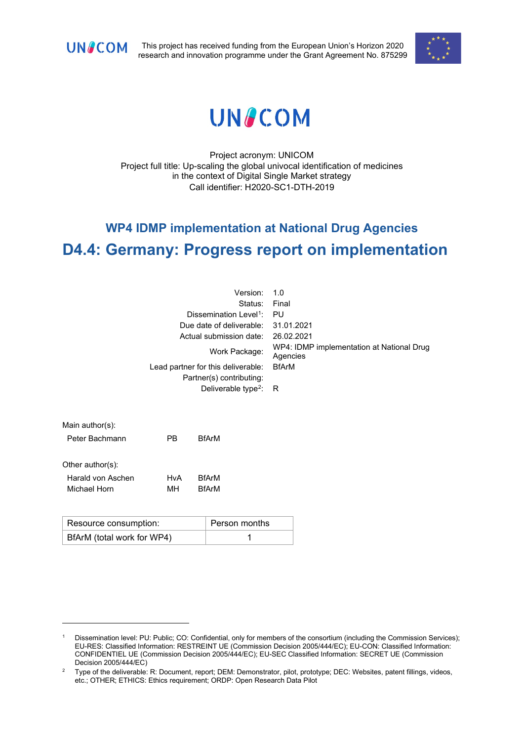This project has received funding from the European Union's Horizon 2020 research and innovation programme under the Grant Agreement No. 875299

# UNICOM

Project acronym: UNICOM
Project full title: Up-scaling the global univocal identification of medicines in the context of Digital Single Market strategy
Call identifier: H2020-SC1-DTH-2019

## WP4 IDMP implementation at National Drug Agencies

# D4.4: Germany: Progress report on implementation

| | |
|---|---|
| Version: | 1.0 |
| Status: | Final |
| Dissemination Level[1]: | PU |
| Due date of deliverable: | 31.01.2021 |
| Actual submission date: | 26.02.2021 |
| Work Package: | WP4: IDMP implementation at National Drug Agencies |
| Lead partner for this deliverable: | BfArM |
| Partner(s) contributing: | |
| Deliverable type[2]: | R |

Main author(s):

| | | |
|---|---|---|
| Peter Bachmann | PB | BfArM |

Other author(s):

| | | |
|---|---|---|
| Harald von Aschen | HvA | BfArM |
| Michael Horn | MH | BfArM |

| Resource consumption: | Person months |
|---|---|
| BfArM (total work for WP4) | 1 |

[1] Dissemination level: PU: Public; CO: Confidential, only for members of the consortium (including the Commission Services); EU-RES: Classified Information: RESTREINT UE (Commission Decision 2005/444/EC); EU-CON: Classified Information: CONFIDENTIEL UE (Commission Decision 2005/444/EC); EU-SEC Classified Information: SECRET UE (Commission Decision 2005/444/EC)

[2] Type of the deliverable: R: Document, report; DEM: Demonstrator, pilot, prototype; DEC: Websites, patent fillings, videos, etc.; OTHER; ETHICS: Ethics requirement; ORDP: Open Research Data Pilot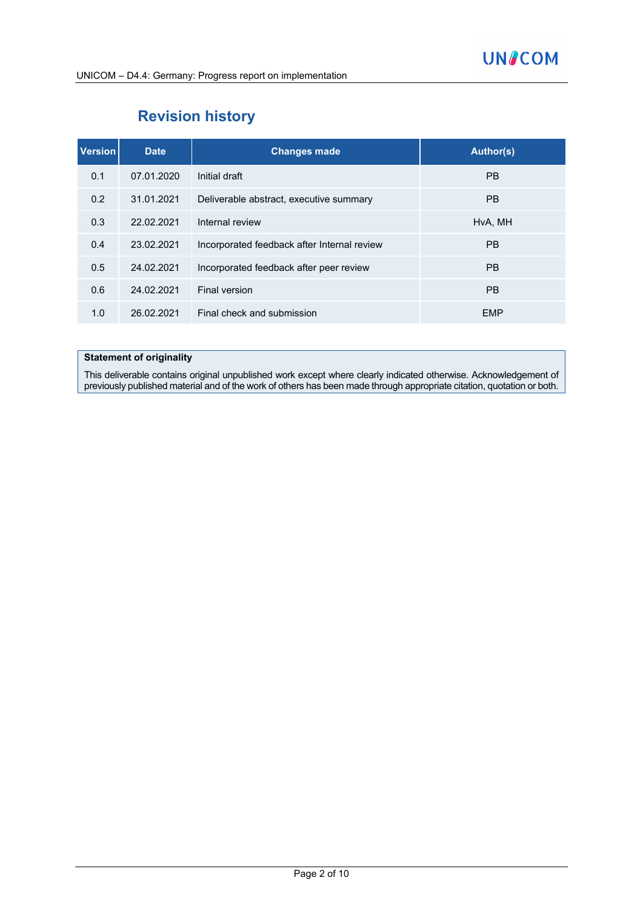## Revision history

| Version | Date | Changes made | Author(s) |
| --- | --- | --- | --- |
| 0.1 | 07.01.2020 | Initial draft | PB |
| 0.2 | 31.01.2021 | Deliverable abstract, executive summary | PB |
| 0.3 | 22.02.2021 | Internal review | HvA, MH |
| 0.4 | 23.02.2021 | Incorporated feedback after Internal review | PB |
| 0.5 | 24.02.2021 | Incorporated feedback after peer review | PB |
| 0.6 | 24.02.2021 | Final version | PB |
| 1.0 | 26.02.2021 | Final check and submission | EMP |

**Statement of originality**

This deliverable contains original unpublished work except where clearly indicated otherwise. Acknowledgement of previously published material and of the work of others has been made through appropriate citation, quotation or both.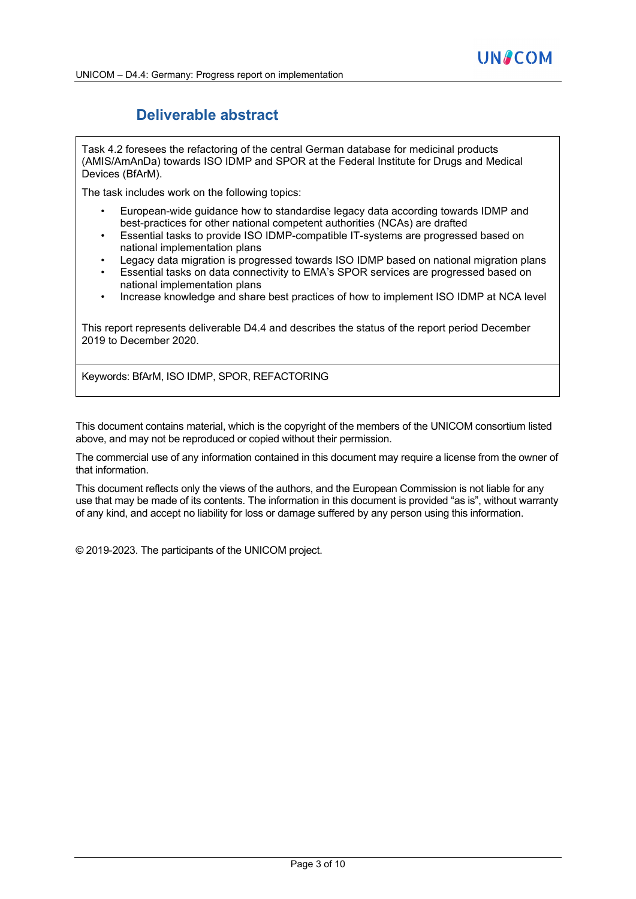# Deliverable abstract

Task 4.2 foresees the refactoring of the central German database for medicinal products (AMIS/AmAnDa) towards ISO IDMP and SPOR at the Federal Institute for Drugs and Medical Devices (BfArM).

The task includes work on the following topics:

- European-wide guidance how to standardise legacy data according towards IDMP and best-practices for other national competent authorities (NCAs) are drafted
- Essential tasks to provide ISO IDMP-compatible IT-systems are progressed based on national implementation plans
- Legacy data migration is progressed towards ISO IDMP based on national migration plans
- Essential tasks on data connectivity to EMA's SPOR services are progressed based on national implementation plans
- Increase knowledge and share best practices of how to implement ISO IDMP at NCA level

This report represents deliverable D4.4 and describes the status of the report period December 2019 to December 2020.

Keywords: BfArM, ISO IDMP, SPOR, REFACTORING

This document contains material, which is the copyright of the members of the UNICOM consortium listed above, and may not be reproduced or copied without their permission.

The commercial use of any information contained in this document may require a license from the owner of that information.

This document reflects only the views of the authors, and the European Commission is not liable for any use that may be made of its contents. The information in this document is provided "as is", without warranty of any kind, and accept no liability for loss or damage suffered by any person using this information.

© 2019-2023. The participants of the UNICOM project.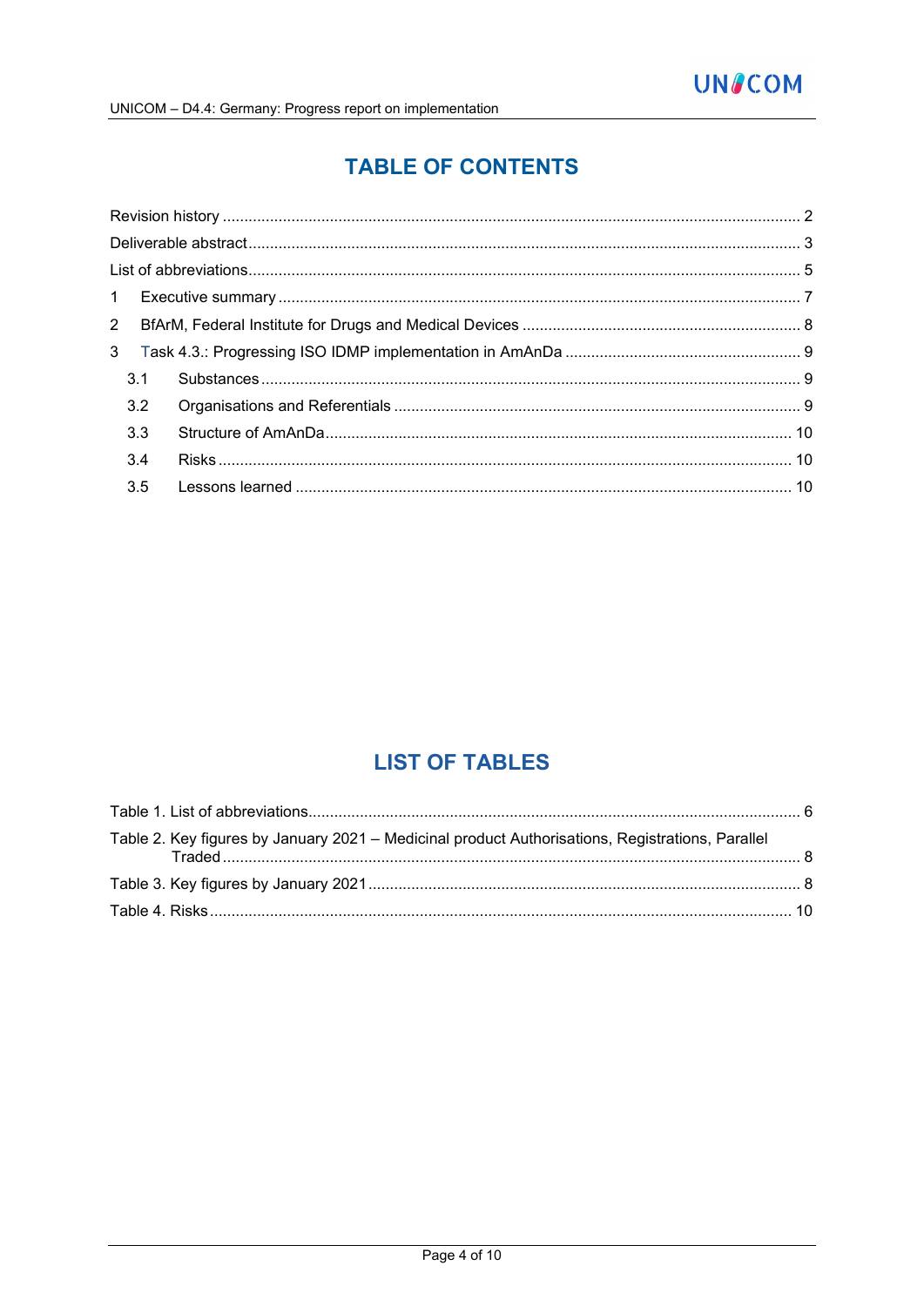# TABLE OF CONTENTS

Revision history ..................................................................................................................................... 2

Deliverable abstract ............................................................................................................................... 3

List of abbreviations ............................................................................................................................... 5

1 Executive summary ........................................................................................................................ 7

2 BfArM, Federal Institute for Drugs and Medical Devices ................................................................ 8

3 Task 4.3.: Progressing ISO IDMP implementation in AmAnDa ....................................................... 9

- 3.1 Substances ............................................................................................................................ 9
- 3.2 Organisations and Referentials .............................................................................................. 9
- 3.3 Structure of AmAnDa ............................................................................................................ 10
- 3.4 Risks ..................................................................................................................................... 10
- 3.5 Lessons learned .................................................................................................................... 10

# LIST OF TABLES

Table 1. List of abbreviations .................................................................................................................. 6

Table 2. Key figures by January 2021 – Medicinal product Authorisations, Registrations, Parallel Traded ..................................................................................................................................................... 8

Table 3. Key figures by January 2021 ..................................................................................................... 8

Table 4. Risks ....................................................................................................................................... 10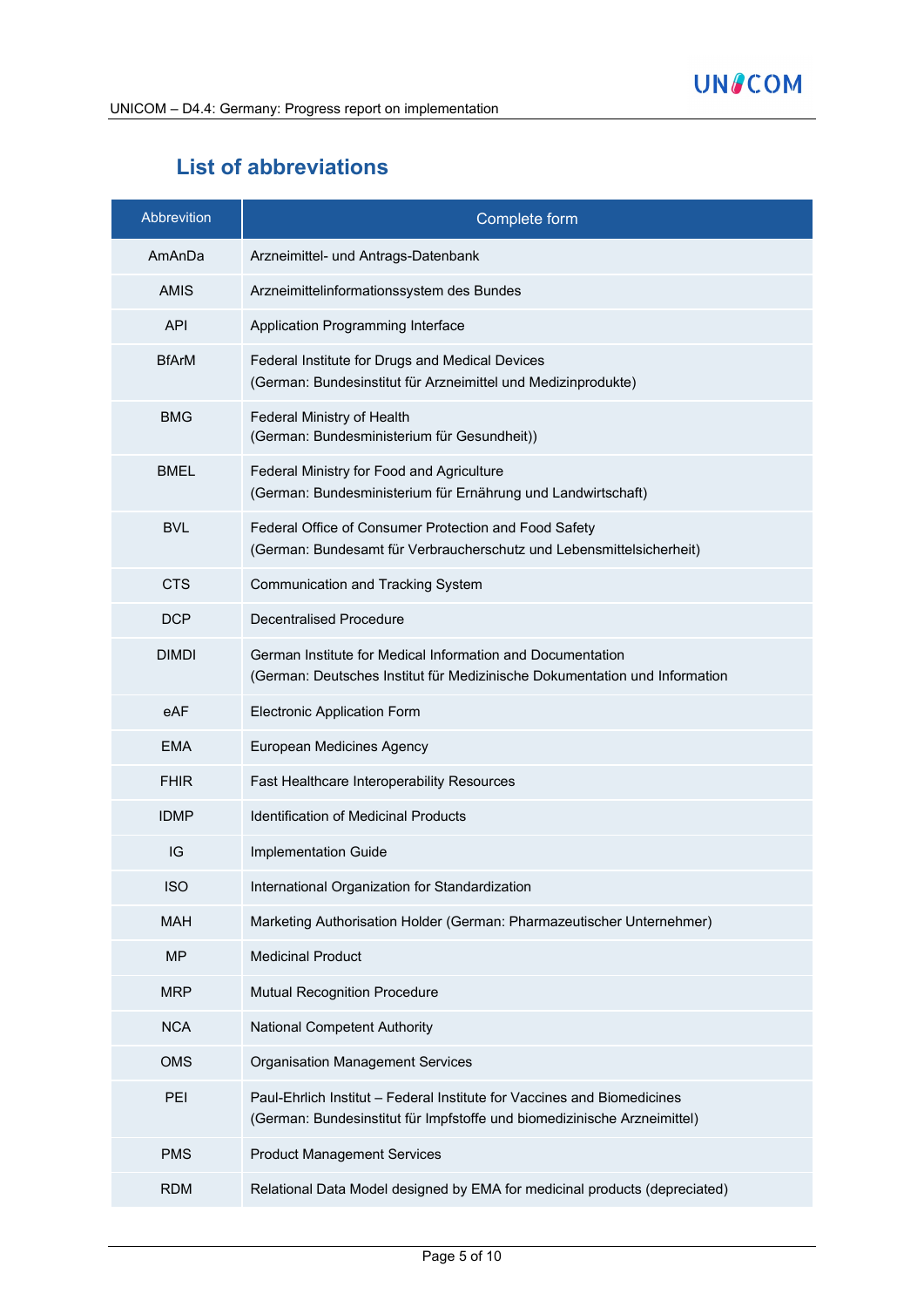## List of abbreviations

| Abbrevition | Complete form |
|---|---|
| AmAnDa | Arzneimittel- und Antrags-Datenbank |
| AMIS | Arzneimittelinformationssystem des Bundes |
| API | Application Programming Interface |
| BfArM | Federal Institute for Drugs and Medical Devices<br>(German: Bundesinstitut für Arzneimittel und Medizinprodukte) |
| BMG | Federal Ministry of Health<br>(German: Bundesministerium für Gesundheit)) |
| BMEL | Federal Ministry for Food and Agriculture<br>(German: Bundesministerium für Ernährung und Landwirtschaft) |
| BVL | Federal Office of Consumer Protection and Food Safety<br>(German: Bundesamt für Verbraucherschutz und Lebensmittelsicherheit) |
| CTS | Communication and Tracking System |
| DCP | Decentralised Procedure |
| DIMDI | German Institute for Medical Information and Documentation<br>(German: Deutsches Institut für Medizinische Dokumentation und Information |
| eAF | Electronic Application Form |
| EMA | European Medicines Agency |
| FHIR | Fast Healthcare Interoperability Resources |
| IDMP | Identification of Medicinal Products |
| IG | Implementation Guide |
| ISO | International Organization for Standardization |
| MAH | Marketing Authorisation Holder (German: Pharmazeutischer Unternehmer) |
| MP | Medicinal Product |
| MRP | Mutual Recognition Procedure |
| NCA | National Competent Authority |
| OMS | Organisation Management Services |
| PEI | Paul-Ehrlich Institut – Federal Institute for Vaccines and Biomedicines<br>(German: Bundesinstitut für Impfstoffe und biomedizinische Arzneimittel) |
| PMS | Product Management Services |
| RDM | Relational Data Model designed by EMA for medicinal products (depreciated) |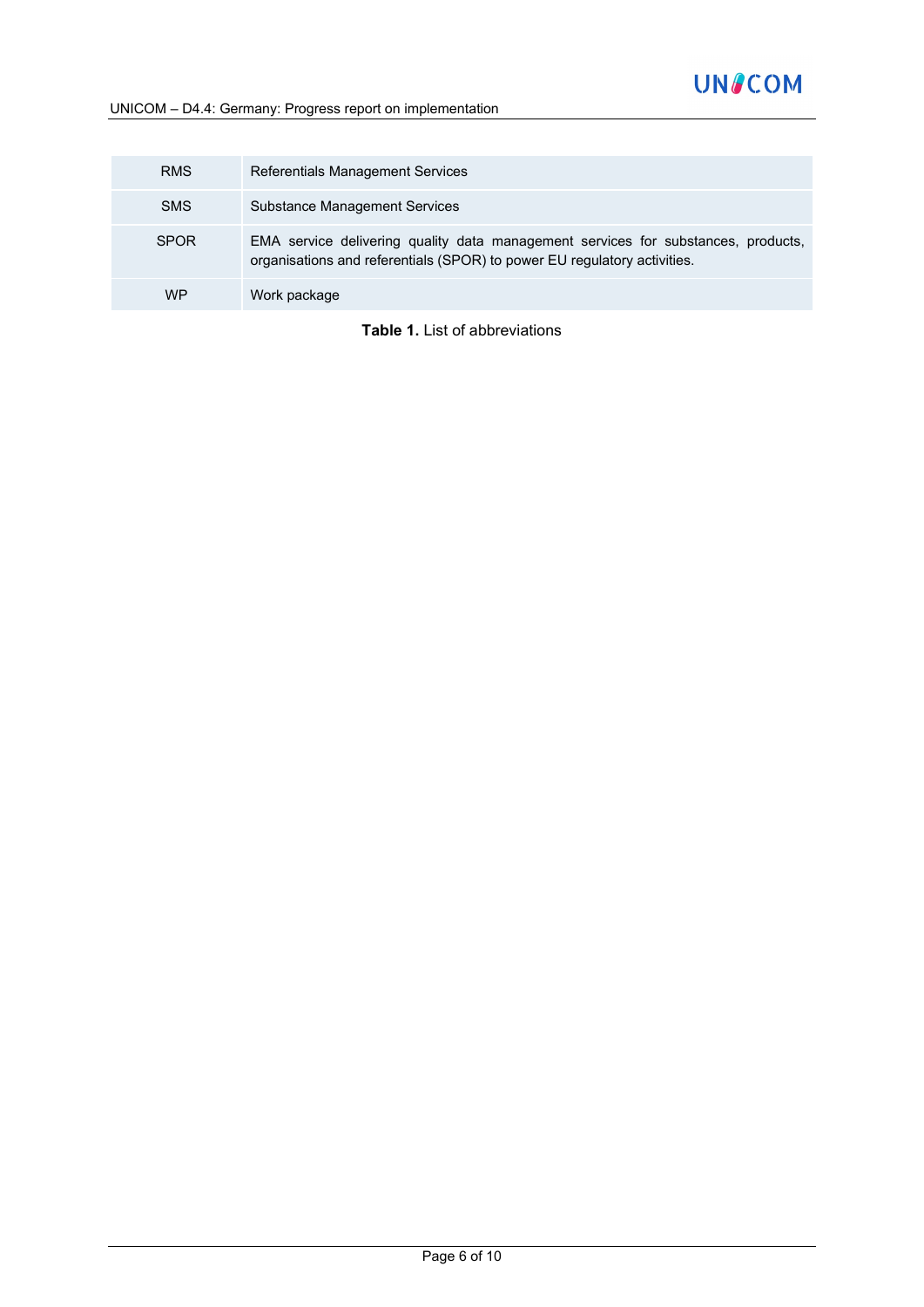| | |
|---|---|
| RMS | Referentials Management Services |
| SMS | Substance Management Services |
| SPOR | EMA service delivering quality data management services for substances, products, organisations and referentials (SPOR) to power EU regulatory activities. |
| WP | Work package |

**Table 1.** List of abbreviations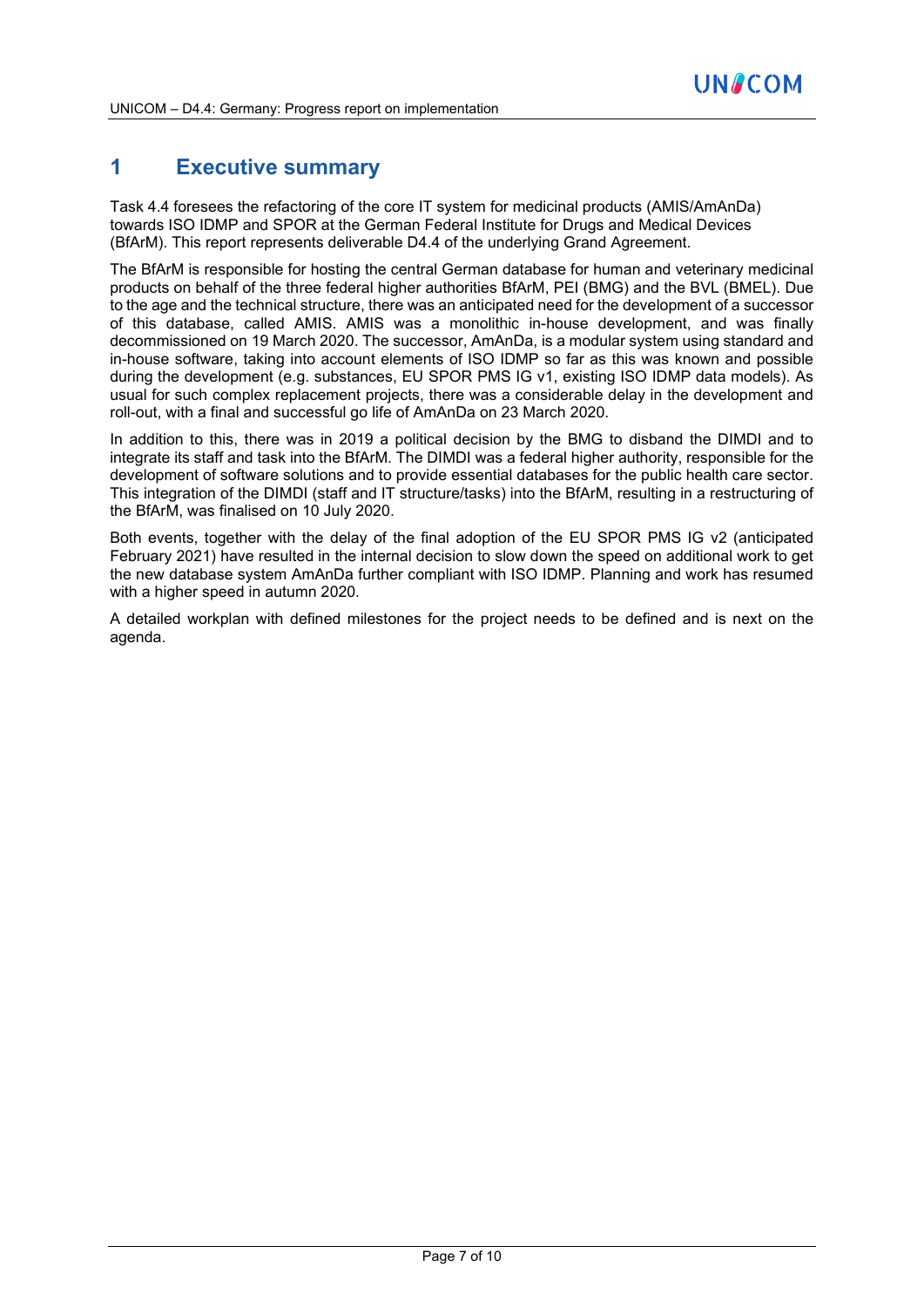# 1 Executive summary

Task 4.4 foresees the refactoring of the core IT system for medicinal products (AMIS/AmAnDa) towards ISO IDMP and SPOR at the German Federal Institute for Drugs and Medical Devices (BfArM). This report represents deliverable D4.4 of the underlying Grand Agreement.

The BfArM is responsible for hosting the central German database for human and veterinary medicinal products on behalf of the three federal higher authorities BfArM, PEI (BMG) and the BVL (BMEL). Due to the age and the technical structure, there was an anticipated need for the development of a successor of this database, called AMIS. AMIS was a monolithic in-house development, and was finally decommissioned on 19 March 2020. The successor, AmAnDa, is a modular system using standard and in-house software, taking into account elements of ISO IDMP so far as this was known and possible during the development (e.g. substances, EU SPOR PMS IG v1, existing ISO IDMP data models). As usual for such complex replacement projects, there was a considerable delay in the development and roll-out, with a final and successful go life of AmAnDa on 23 March 2020.

In addition to this, there was in 2019 a political decision by the BMG to disband the DIMDI and to integrate its staff and task into the BfArM. The DIMDI was a federal higher authority, responsible for the development of software solutions and to provide essential databases for the public health care sector. This integration of the DIMDI (staff and IT structure/tasks) into the BfArM, resulting in a restructuring of the BfArM, was finalised on 10 July 2020.

Both events, together with the delay of the final adoption of the EU SPOR PMS IG v2 (anticipated February 2021) have resulted in the internal decision to slow down the speed on additional work to get the new database system AmAnDa further compliant with ISO IDMP. Planning and work has resumed with a higher speed in autumn 2020.

A detailed workplan with defined milestones for the project needs to be defined and is next on the agenda.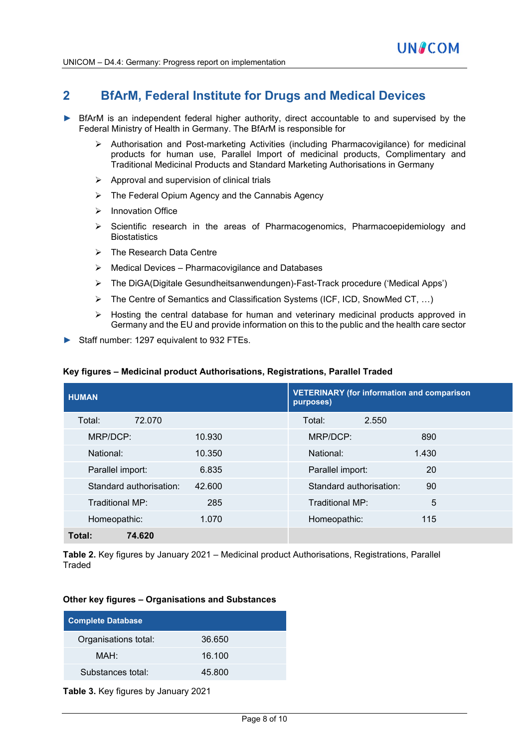## 2 BfArM, Federal Institute for Drugs and Medical Devices

- BfArM is an independent federal higher authority, direct accountable to and supervised by the Federal Ministry of Health in Germany. The BfArM is responsible for
  - Authorisation and Post-marketing Activities (including Pharmacovigilance) for medicinal products for human use, Parallel Import of medicinal products, Complimentary and Traditional Medicinal Products and Standard Marketing Authorisations in Germany
  - Approval and supervision of clinical trials
  - The Federal Opium Agency and the Cannabis Agency
  - Innovation Office
  - Scientific research in the areas of Pharmacogenomics, Pharmacoepidemiology and Biostatistics
  - The Research Data Centre
  - Medical Devices – Pharmacovigilance and Databases
  - The DiGA(Digitale Gesundheitsanwendungen)-Fast-Track procedure ('Medical Apps')
  - The Centre of Semantics and Classification Systems (ICF, ICD, SnowMed CT, …)
  - Hosting the central database for human and veterinary medicinal products approved in Germany and the EU and provide information on this to the public and the health care sector
- Staff number: 1297 equivalent to 932 FTEs.

**Key figures – Medicinal product Authorisations, Registrations, Parallel Traded**

| HUMAN | | VETERINARY (for information and comparison purposes) | |
|---|---|---|---|
| Total: | 72.070 | Total: | 2.550 |
| MRP/DCP: | 10.930 | MRP/DCP: | 890 |
| National: | 10.350 | National: | 1.430 |
| Parallel import: | 6.835 | Parallel import: | 20 |
| Standard authorisation: | 42.600 | Standard authorisation: | 90 |
| Traditional MP: | 285 | Traditional MP: | 5 |
| Homeopathic: | 1.070 | Homeopathic: | 115 |
| **Total:** | **74.620** | | |

**Table 2.** Key figures by January 2021 – Medicinal product Authorisations, Registrations, Parallel Traded

**Other key figures – Organisations and Substances**

| Complete Database | |
|---|---|
| Organisations total: | 36.650 |
| MAH: | 16.100 |
| Substances total: | 45.800 |

**Table 3.** Key figures by January 2021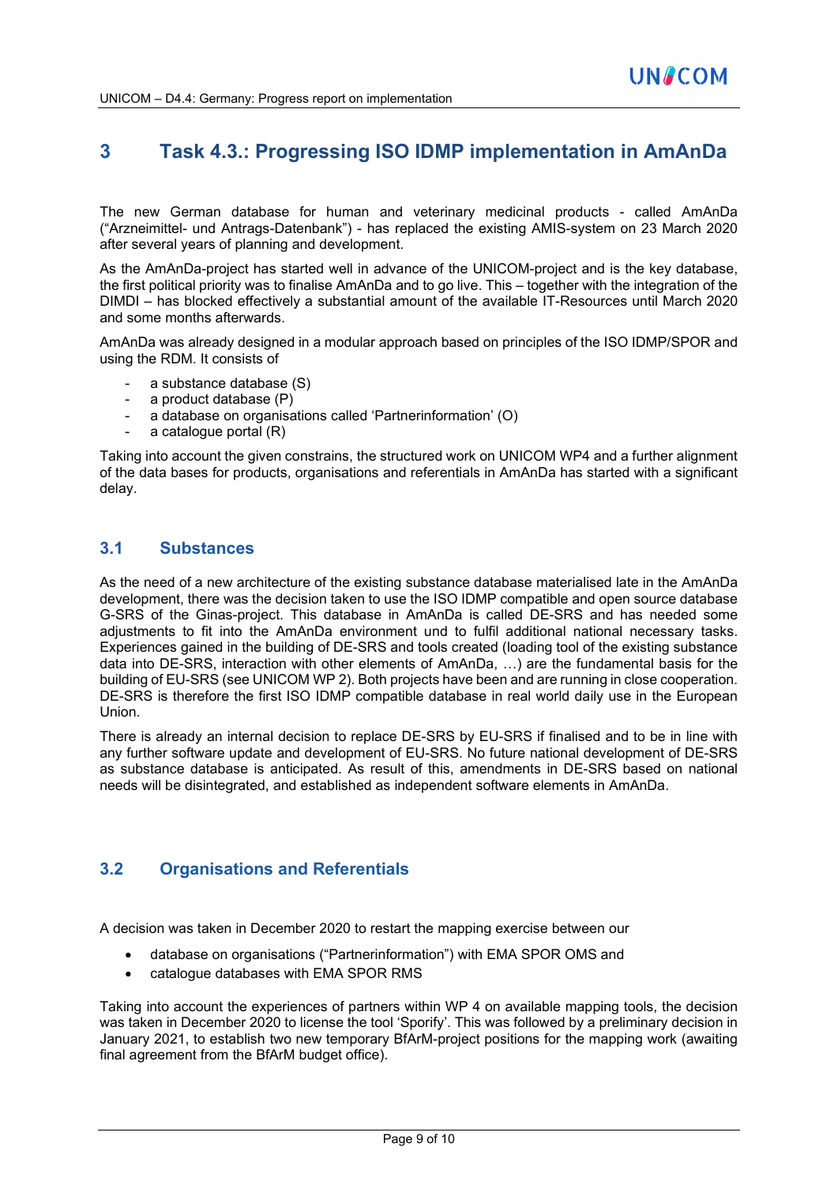# 3 Task 4.3.: Progressing ISO IDMP implementation in AmAnDa

The new German database for human and veterinary medicinal products - called AmAnDa ("Arzneimittel- und Antrags-Datenbank") - has replaced the existing AMIS-system on 23 March 2020 after several years of planning and development.

As the AmAnDa-project has started well in advance of the UNICOM-project and is the key database, the first political priority was to finalise AmAnDa and to go live. This – together with the integration of the DIMDI – has blocked effectively a substantial amount of the available IT-Resources until March 2020 and some months afterwards.

AmAnDa was already designed in a modular approach based on principles of the ISO IDMP/SPOR and using the RDM. It consists of

- a substance database (S)
- a product database (P)
- a database on organisations called 'Partnerinformation' (O)
- a catalogue portal (R)

Taking into account the given constrains, the structured work on UNICOM WP4 and a further alignment of the data bases for products, organisations and referentials in AmAnDa has started with a significant delay.

## 3.1 Substances

As the need of a new architecture of the existing substance database materialised late in the AmAnDa development, there was the decision taken to use the ISO IDMP compatible and open source database G-SRS of the Ginas-project. This database in AmAnDa is called DE-SRS and has needed some adjustments to fit into the AmAnDa environment und to fulfil additional national necessary tasks. Experiences gained in the building of DE-SRS and tools created (loading tool of the existing substance data into DE-SRS, interaction with other elements of AmAnDa, …) are the fundamental basis for the building of EU-SRS (see UNICOM WP 2). Both projects have been and are running in close cooperation. DE-SRS is therefore the first ISO IDMP compatible database in real world daily use in the European Union.

There is already an internal decision to replace DE-SRS by EU-SRS if finalised and to be in line with any further software update and development of EU-SRS. No future national development of DE-SRS as substance database is anticipated. As result of this, amendments in DE-SRS based on national needs will be disintegrated, and established as independent software elements in AmAnDa.

## 3.2 Organisations and Referentials

A decision was taken in December 2020 to restart the mapping exercise between our

- database on organisations ("Partnerinformation") with EMA SPOR OMS and
- catalogue databases with EMA SPOR RMS

Taking into account the experiences of partners within WP 4 on available mapping tools, the decision was taken in December 2020 to license the tool 'Sporify'. This was followed by a preliminary decision in January 2021, to establish two new temporary BfArM-project positions for the mapping work (awaiting final agreement from the BfArM budget office).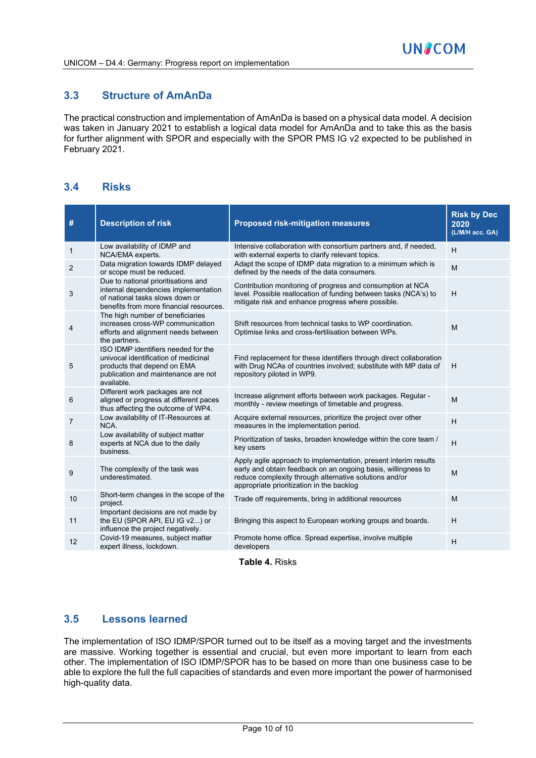## 3.3 Structure of AmAnDa

The practical construction and implementation of AmAnDa is based on a physical data model. A decision was taken in January 2021 to establish a logical data model for AmAnDa and to take this as the basis for further alignment with SPOR and especially with the SPOR PMS IG v2 expected to be published in February 2021.

## 3.4 Risks

| # | Description of risk | Proposed risk-mitigation measures | Risk by Dec 2020 (L/M/H acc. GA) |
|---|---|---|---|
| 1 | Low availability of IDMP and NCA/EMA experts. | Intensive collaboration with consortium partners and, if needed, with external experts to clarify relevant topics. | H |
| 2 | Data migration towards IDMP delayed or scope must be reduced. | Adapt the scope of IDMP data migration to a minimum which is defined by the needs of the data consumers. | M |
| 3 | Due to national prioritisations and internal dependencies implementation of national tasks slows down or benefits from more financial resources. | Contribution monitoring of progress and consumption at NCA level. Possible reallocation of funding between tasks (NCA's) to mitigate risk and enhance progress where possible. | H |
| 4 | The high number of beneficiaries increases cross-WP communication efforts and alignment needs between the partners. | Shift resources from technical tasks to WP coordination. Optimise links and cross-fertilisation between WPs. | M |
| 5 | ISO IDMP identifiers needed for the univocal identification of medicinal products that depend on EMA publication and maintenance are not available. | Find replacement for these identifiers through direct collaboration with Drug NCAs of countries involved; substitute with MP data of repository piloted in WP9. | H |
| 6 | Different work packages are not aligned or progress at different paces thus affecting the outcome of WP4. | Increase alignment efforts between work packages. Regular - monthly - review meetings of timetable and progress. | M |
| 7 | Low availability of IT-Resources at NCA. | Acquire external resources, prioritize the project over other measures in the implementation period. | H |
| 8 | Low availability of subject matter experts at NCA due to the daily business. | Prioritization of tasks, broaden knowledge within the core team / key users | H |
| 9 | The complexity of the task was underestimated. | Apply agile approach to implementation, present interim results early and obtain feedback on an ongoing basis, willingness to reduce complexity through alternative solutions and/or appropriate prioritization in the backlog | M |
| 10 | Short-term changes in the scope of the project. | Trade off requirements, bring in additional resources | M |
| 11 | Important decisions are not made by the EU (SPOR API, EU IG v2...) or influence the project negatively. | Bringing this aspect to European working groups and boards. | H |
| 12 | Covid-19 measures, subject matter expert illness, lockdown. | Promote home office. Spread expertise, involve multiple developers | H |

**Table 4.** Risks

## 3.5 Lessons learned

The implementation of ISO IDMP/SPOR turned out to be itself as a moving target and the investments are massive. Working together is essential and crucial, but even more important to learn from each other. The implementation of ISO IDMP/SPOR has to be based on more than one business case to be able to explore the full the full capacities of standards and even more important the power of harmonised high-quality data.